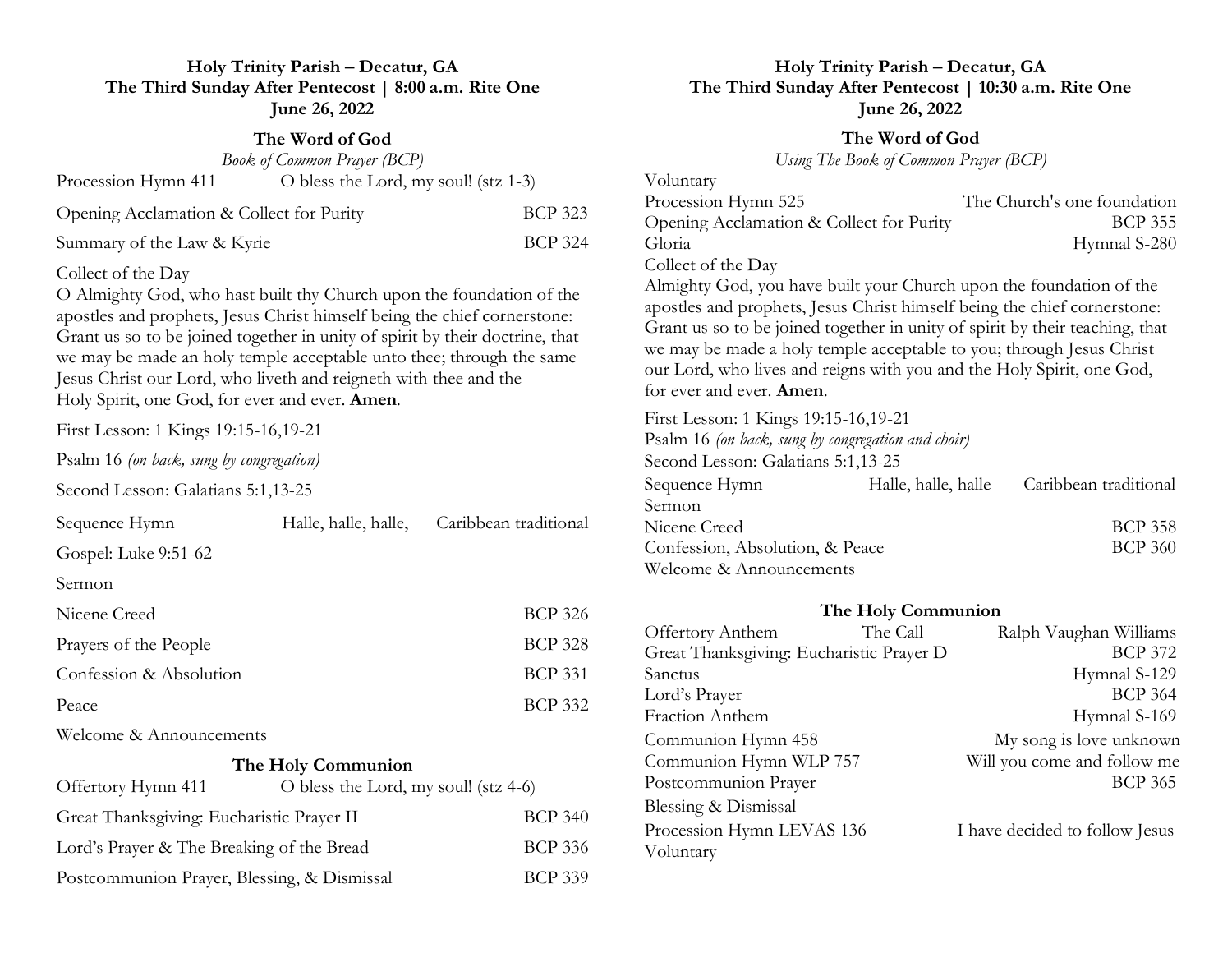# Holy Trinity Parish – Decatur, GA
## The Third Sunday After Pentecost | 8:00 a.m. Rite One
## June 26, 2022

### The Word of God

*Book of Common Prayer (BCP)*

Procession Hymn 411 — O bless the Lord, my soul! (stz 1-3)

Opening Acclamation & Collect for Purity — BCP 323

Summary of the Law & Kyrie — BCP 324

Collect of the Day

O Almighty God, who hast built thy Church upon the foundation of the apostles and prophets, Jesus Christ himself being the chief cornerstone: Grant us so to be joined together in unity of spirit by their doctrine, that we may be made an holy temple acceptable unto thee; through the same Jesus Christ our Lord, who liveth and reigneth with thee and the Holy Spirit, one God, for ever and ever. **Amen**.

First Lesson: 1 Kings 19:15-16,19-21

Psalm 16 *(on back, sung by congregation)*

Second Lesson: Galatians 5:1,13-25

Sequence Hymn — Halle, halle, halle, — Caribbean traditional

Gospel: Luke 9:51-62

Sermon

Nicene Creed — BCP 326

Prayers of the People — BCP 328

Confession & Absolution — BCP 331

Peace — BCP 332

Welcome & Announcements

### The Holy Communion

Offertory Hymn 411 — O bless the Lord, my soul! (stz 4-6)

Great Thanksgiving: Eucharistic Prayer II — BCP 340

Lord's Prayer & The Breaking of the Bread — BCP 336

Postcommunion Prayer, Blessing, & Dismissal — BCP 339

# Holy Trinity Parish – Decatur, GA
## The Third Sunday After Pentecost | 10:30 a.m. Rite One
## June 26, 2022

### The Word of God

*Using The Book of Common Prayer (BCP)*

Voluntary

Procession Hymn 525 — The Church's one foundation

Opening Acclamation & Collect for Purity — BCP 355

Gloria — Hymnal S-280

Collect of the Day

Almighty God, you have built your Church upon the foundation of the apostles and prophets, Jesus Christ himself being the chief cornerstone: Grant us so to be joined together in unity of spirit by their teaching, that we may be made a holy temple acceptable to you; through Jesus Christ our Lord, who lives and reigns with you and the Holy Spirit, one God, for ever and ever. **Amen**.

First Lesson: 1 Kings 19:15-16,19-21

Psalm 16 *(on back, sung by congregation and choir)*

Second Lesson: Galatians 5:1,13-25

Sequence Hymn — Halle, halle, halle — Caribbean traditional

Sermon

Nicene Creed — BCP 358

Confession, Absolution, & Peace — BCP 360

Welcome & Announcements

### The Holy Communion

Offertory Anthem — The Call — Ralph Vaughan Williams

Great Thanksgiving: Eucharistic Prayer D — BCP 372

Sanctus — Hymnal S-129

Lord's Prayer — BCP 364

Fraction Anthem — Hymnal S-169

Communion Hymn 458 — My song is love unknown

Communion Hymn WLP 757 — Will you come and follow me

Postcommunion Prayer — BCP 365

Blessing & Dismissal

Procession Hymn LEVAS 136 — I have decided to follow Jesus

Voluntary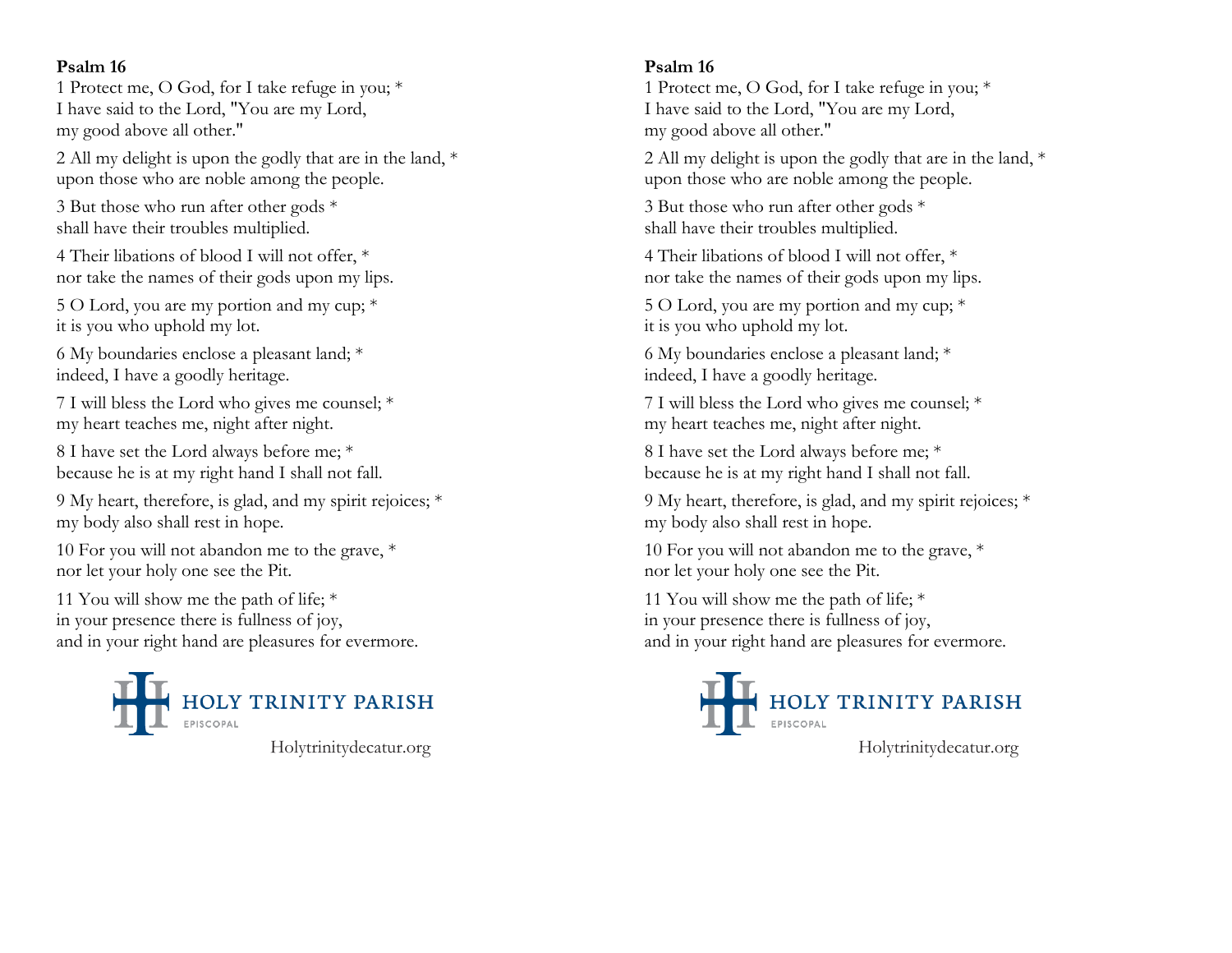**Psalm 16**

1 Protect me, O God, for I take refuge in you; *
I have said to the Lord, "You are my Lord,
my good above all other."

2 All my delight is upon the godly that are in the land, *
upon those who are noble among the people.

3 But those who run after other gods *
shall have their troubles multiplied.

4 Their libations of blood I will not offer, *
nor take the names of their gods upon my lips.

5 O Lord, you are my portion and my cup; *
it is you who uphold my lot.

6 My boundaries enclose a pleasant land; *
indeed, I have a goodly heritage.

7 I will bless the Lord who gives me counsel; *
my heart teaches me, night after night.

8 I have set the Lord always before me; *
because he is at my right hand I shall not fall.

9 My heart, therefore, is glad, and my spirit rejoices; *
my body also shall rest in hope.

10 For you will not abandon me to the grave, *
nor let your holy one see the Pit.

11 You will show me the path of life; *
in your presence there is fullness of joy,
and in your right hand are pleasures for evermore.

HOLY TRINITY PARISH
EPISCOPAL

Holytrinitydecatur.org

**Psalm 16**

1 Protect me, O God, for I take refuge in you; *
I have said to the Lord, "You are my Lord,
my good above all other."

2 All my delight is upon the godly that are in the land, *
upon those who are noble among the people.

3 But those who run after other gods *
shall have their troubles multiplied.

4 Their libations of blood I will not offer, *
nor take the names of their gods upon my lips.

5 O Lord, you are my portion and my cup; *
it is you who uphold my lot.

6 My boundaries enclose a pleasant land; *
indeed, I have a goodly heritage.

7 I will bless the Lord who gives me counsel; *
my heart teaches me, night after night.

8 I have set the Lord always before me; *
because he is at my right hand I shall not fall.

9 My heart, therefore, is glad, and my spirit rejoices; *
my body also shall rest in hope.

10 For you will not abandon me to the grave, *
nor let your holy one see the Pit.

11 You will show me the path of life; *
in your presence there is fullness of joy,
and in your right hand are pleasures for evermore.

HOLY TRINITY PARISH
EPISCOPAL

Holytrinitydecatur.org